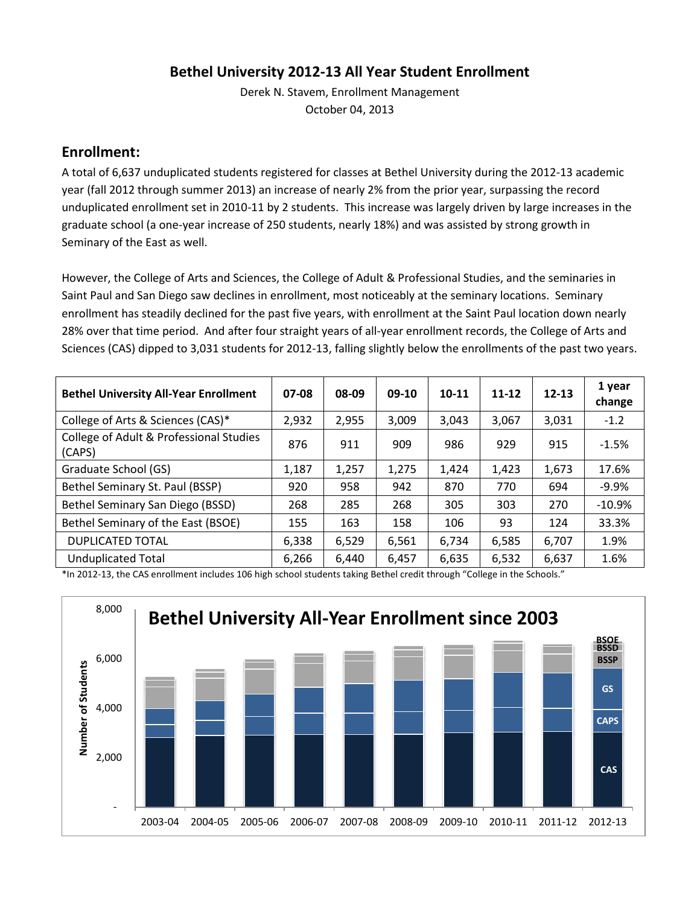# Bethel University 2012-13 All Year Student Enrollment

Derek N. Stavem, Enrollment Management
October 04, 2013

## Enrollment:

A total of 6,637 unduplicated students registered for classes at Bethel University during the 2012-13 academic year (fall 2012 through summer 2013) an increase of nearly 2% from the prior year, surpassing the record unduplicated enrollment set in 2010-11 by 2 students. This increase was largely driven by large increases in the graduate school (a one-year increase of 250 students, nearly 18%) and was assisted by strong growth in Seminary of the East as well.

However, the College of Arts and Sciences, the College of Adult & Professional Studies, and the seminaries in Saint Paul and San Diego saw declines in enrollment, most noticeably at the seminary locations. Seminary enrollment has steadily declined for the past five years, with enrollment at the Saint Paul location down nearly 28% over that time period. And after four straight years of all-year enrollment records, the College of Arts and Sciences (CAS) dipped to 3,031 students for 2012-13, falling slightly below the enrollments of the past two years.

| Bethel University All-Year Enrollment | 07-08 | 08-09 | 09-10 | 10-11 | 11-12 | 12-13 | 1 year change |
|---|---|---|---|---|---|---|---|
| College of Arts & Sciences (CAS)* | 2,932 | 2,955 | 3,009 | 3,043 | 3,067 | 3,031 | -1.2 |
| College of Adult & Professional Studies (CAPS) | 876 | 911 | 909 | 986 | 929 | 915 | -1.5% |
| Graduate School (GS) | 1,187 | 1,257 | 1,275 | 1,424 | 1,423 | 1,673 | 17.6% |
| Bethel Seminary St. Paul (BSSP) | 920 | 958 | 942 | 870 | 770 | 694 | -9.9% |
| Bethel Seminary San Diego (BSSD) | 268 | 285 | 268 | 305 | 303 | 270 | -10.9% |
| Bethel Seminary of the East (BSOE) | 155 | 163 | 158 | 106 | 93 | 124 | 33.3% |
| DUPLICATED TOTAL | 6,338 | 6,529 | 6,561 | 6,734 | 6,585 | 6,707 | 1.9% |
| Unduplicated Total | 6,266 | 6,440 | 6,457 | 6,635 | 6,532 | 6,637 | 1.6% |

*In 2012-13, the CAS enrollment includes 106 high school students taking Bethel credit through "College in the Schools."

**Bethel University All-Year Enrollment since 2003**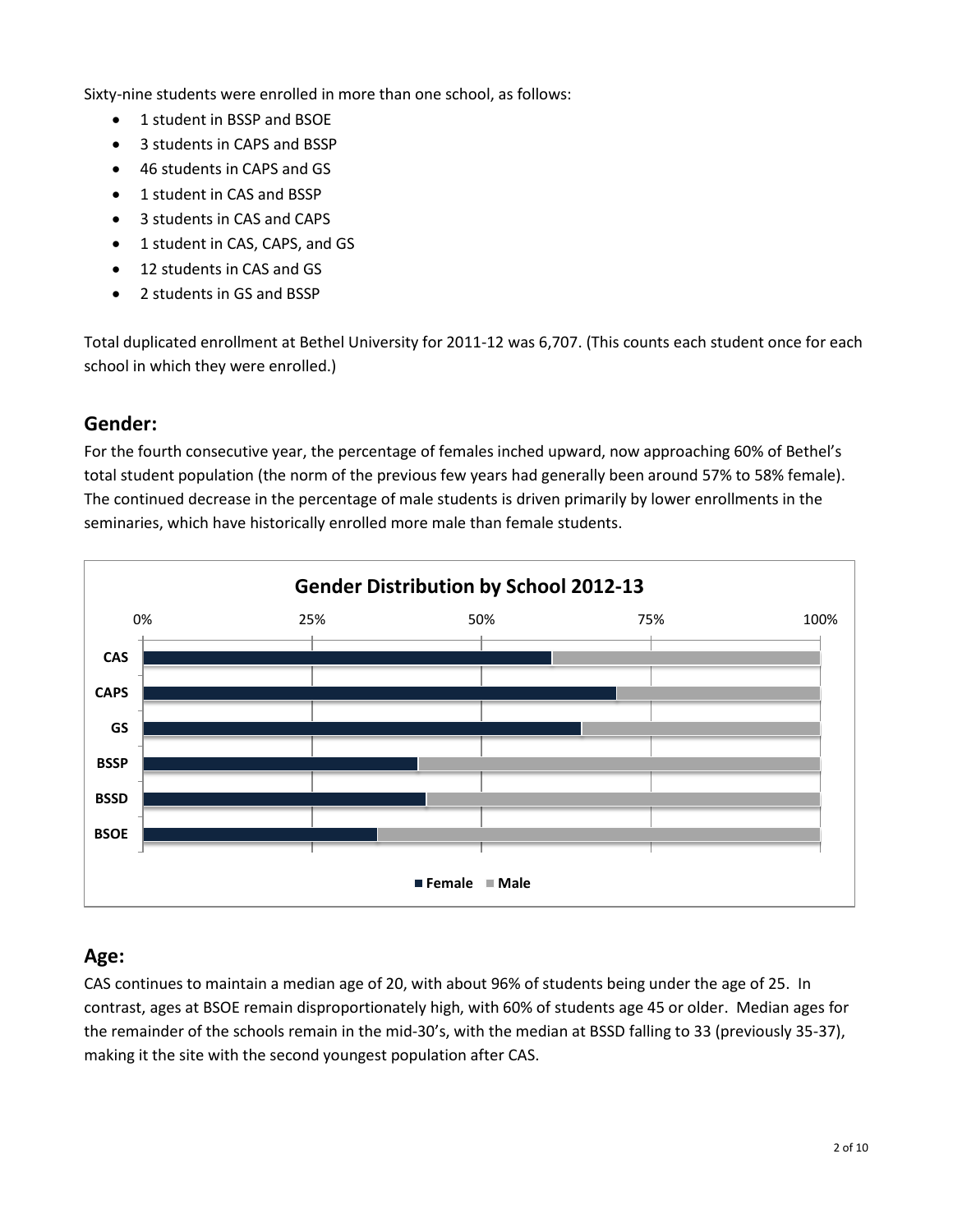Sixty-nine students were enrolled in more than one school, as follows:

- 1 student in BSSP and BSOE
- 3 students in CAPS and BSSP
- 46 students in CAPS and GS
- 1 student in CAS and BSSP
- 3 students in CAS and CAPS
- 1 student in CAS, CAPS, and GS
- 12 students in CAS and GS
- 2 students in GS and BSSP

Total duplicated enrollment at Bethel University for 2011-12 was 6,707. (This counts each student once for each school in which they were enrolled.)

## Gender:

For the fourth consecutive year, the percentage of females inched upward, now approaching 60% of Bethel's total student population (the norm of the previous few years had generally been around 57% to 58% female). The continued decrease in the percentage of male students is driven primarily by lower enrollments in the seminaries, which have historically enrolled more male than female students.

**Gender Distribution by School 2012-13**

## Age:

CAS continues to maintain a median age of 20, with about 96% of students being under the age of 25. In contrast, ages at BSOE remain disproportionately high, with 60% of students age 45 or older. Median ages for the remainder of the schools remain in the mid-30's, with the median at BSSD falling to 33 (previously 35-37), making it the site with the second youngest population after CAS.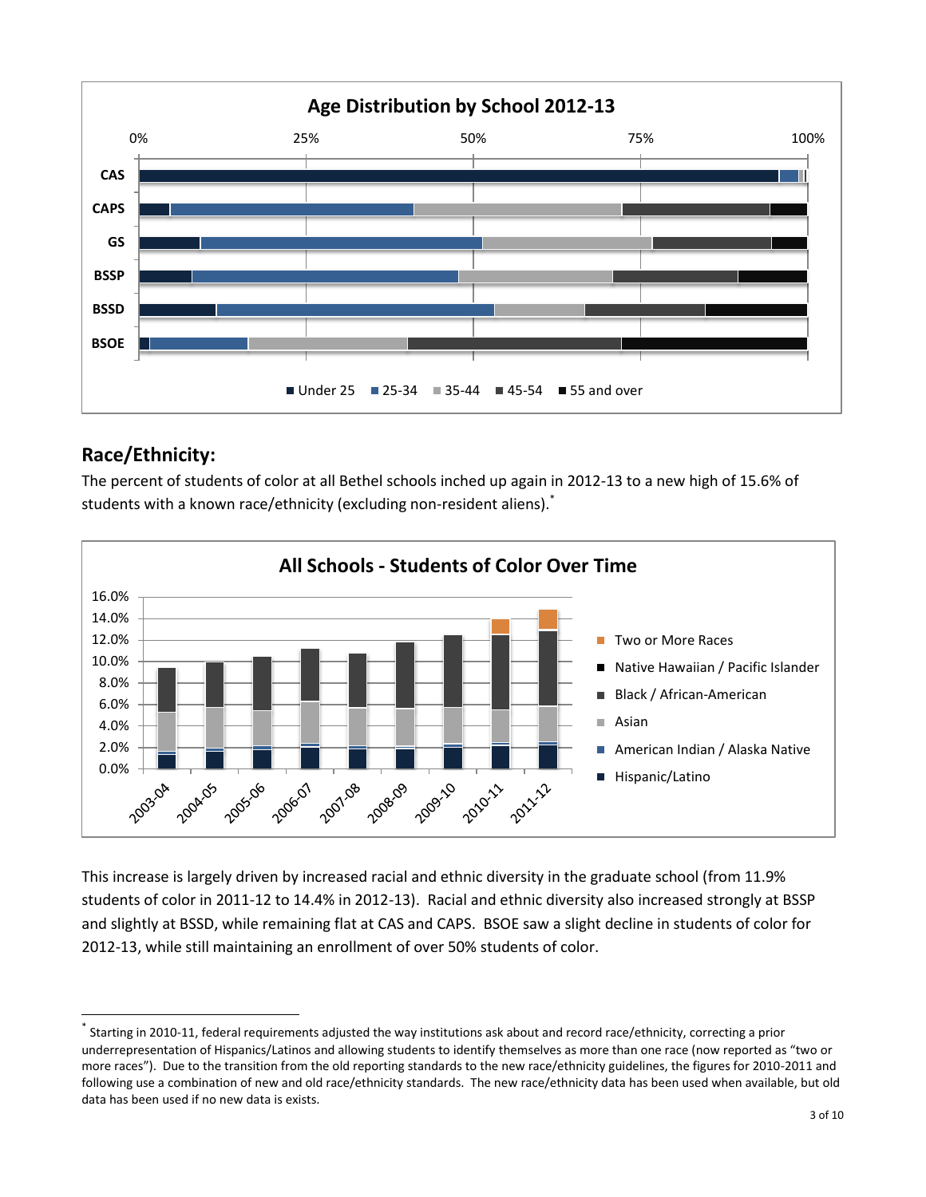## Age Distribution by School 2012-13

## Race/Ethnicity:

The percent of students of color at all Bethel schools inched up again in 2012-13 to a new high of 15.6% of students with a known race/ethnicity (excluding non-resident aliens).*

## All Schools - Students of Color Over Time

This increase is largely driven by increased racial and ethnic diversity in the graduate school (from 11.9% students of color in 2011-12 to 14.4% in 2012-13). Racial and ethnic diversity also increased strongly at BSSP and slightly at BSSD, while remaining flat at CAS and CAPS. BSOE saw a slight decline in students of color for 2012-13, while still maintaining an enrollment of over 50% students of color.

---

* Starting in 2010-11, federal requirements adjusted the way institutions ask about and record race/ethnicity, correcting a prior underrepresentation of Hispanics/Latinos and allowing students to identify themselves as more than one race (now reported as "two or more races"). Due to the transition from the old reporting standards to the new race/ethnicity guidelines, the figures for 2010-2011 and following use a combination of new and old race/ethnicity standards. The new race/ethnicity data has been used when available, but old data has been used if no new data is exists.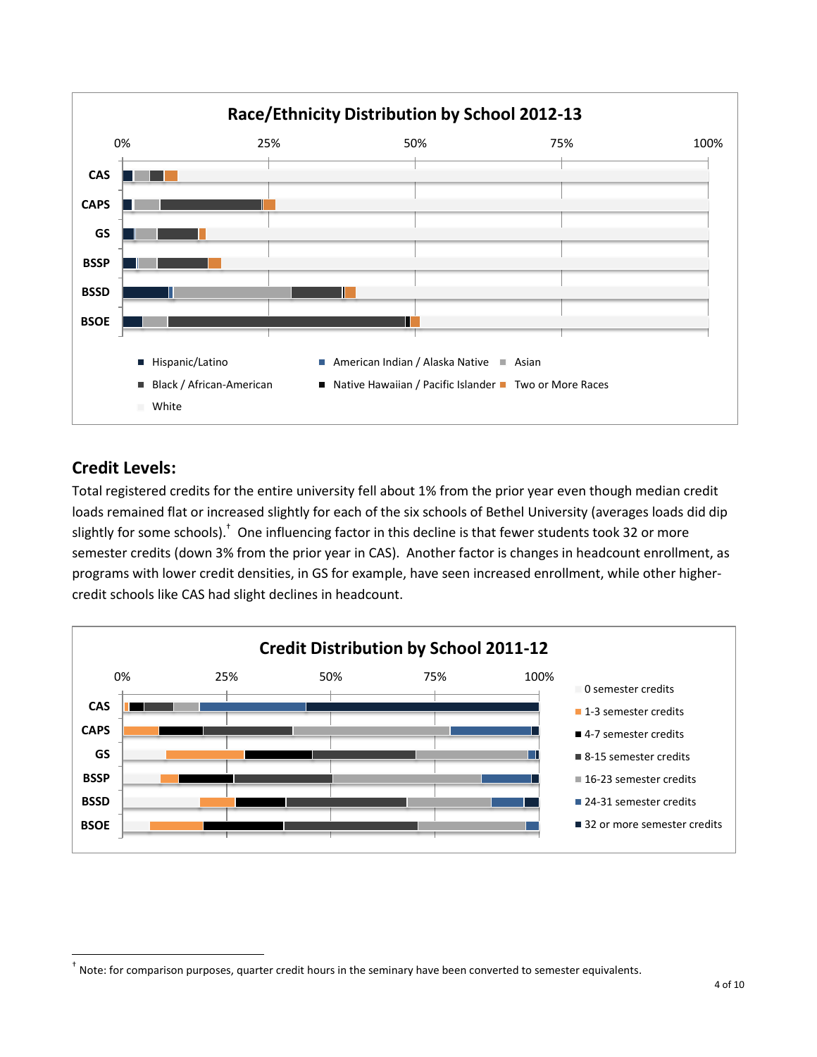**Race/Ethnicity Distribution by School 2012-13**

0% 25% 50% 75% 100%

CAS

CAPS

GS

BSSP

BSSD

BSOE

Hispanic/Latino | American Indian / Alaska Native | Asian | Black / African-American | Native Hawaiian / Pacific Islander | Two or More Races | White

## Credit Levels:

Total registered credits for the entire university fell about 1% from the prior year even though median credit loads remained flat or increased slightly for each of the six schools of Bethel University (averages loads did dip slightly for some schools).[†] One influencing factor in this decline is that fewer students took 32 or more semester credits (down 3% from the prior year in CAS). Another factor is changes in headcount enrollment, as programs with lower credit densities, in GS for example, have seen increased enrollment, while other higher-credit schools like CAS had slight declines in headcount.

**Credit Distribution by School 2011-12**

0% 25% 50% 75% 100%

CAS

CAPS

GS

BSSP

BSSD

BSOE

0 semester credits | 1-3 semester credits | 4-7 semester credits | 8-15 semester credits | 16-23 semester credits | 24-31 semester credits | 32 or more semester credits

[†] Note: for comparison purposes, quarter credit hours in the seminary have been converted to semester equivalents.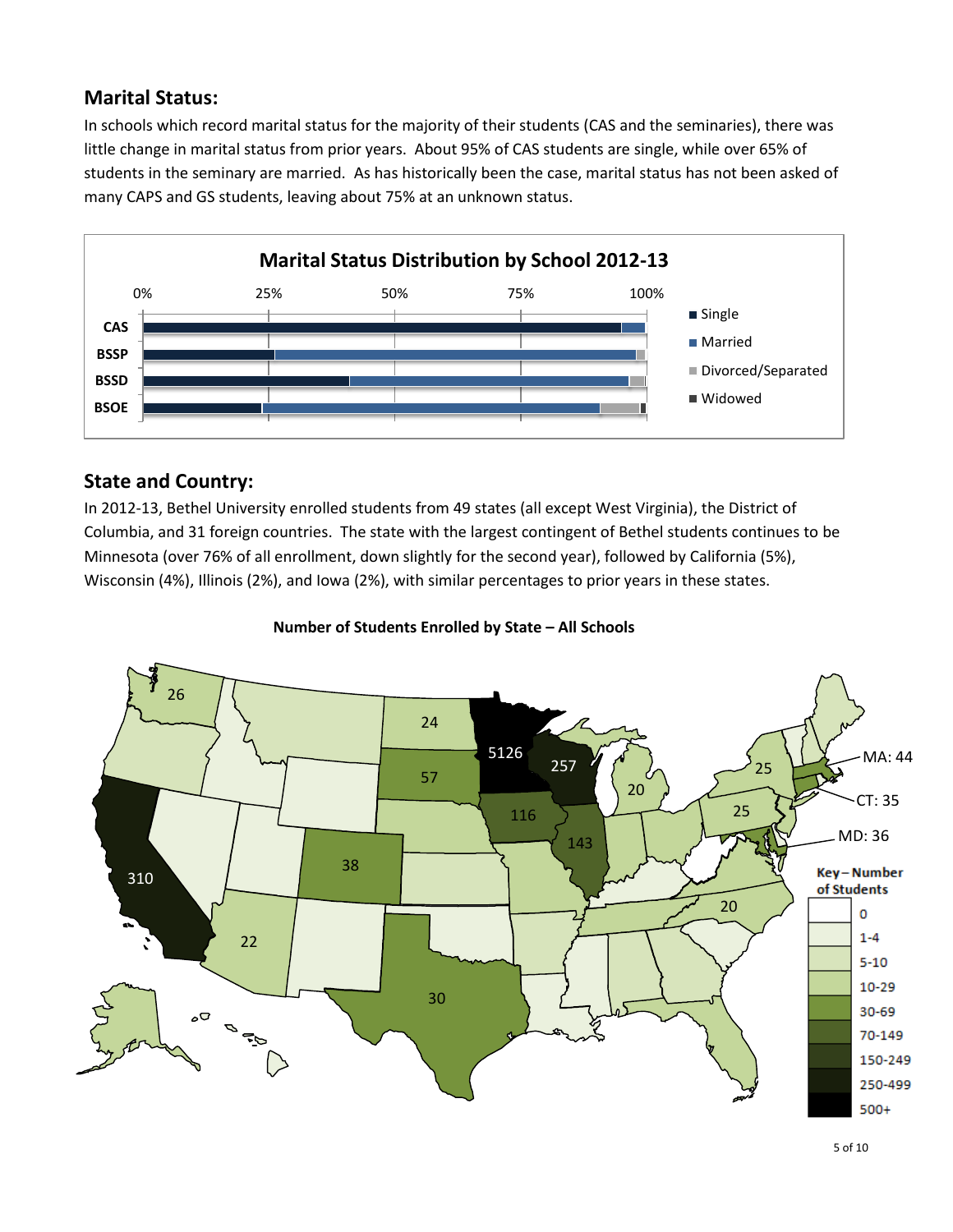## Marital Status:

In schools which record marital status for the majority of their students (CAS and the seminaries), there was little change in marital status from prior years. About 95% of CAS students are single, while over 65% of students in the seminary are married. As has historically been the case, marital status has not been asked of many CAPS and GS students, leaving about 75% at an unknown status.

**Marital Status Distribution by School 2012-13**

## State and Country:

In 2012-13, Bethel University enrolled students from 49 states (all except West Virginia), the District of Columbia, and 31 foreign countries. The state with the largest contingent of Bethel students continues to be Minnesota (over 76% of all enrollment, down slightly for the second year), followed by California (5%), Wisconsin (4%), Illinois (2%), and Iowa (2%), with similar percentages to prior years in these states.

**Number of Students Enrolled by State – All Schools**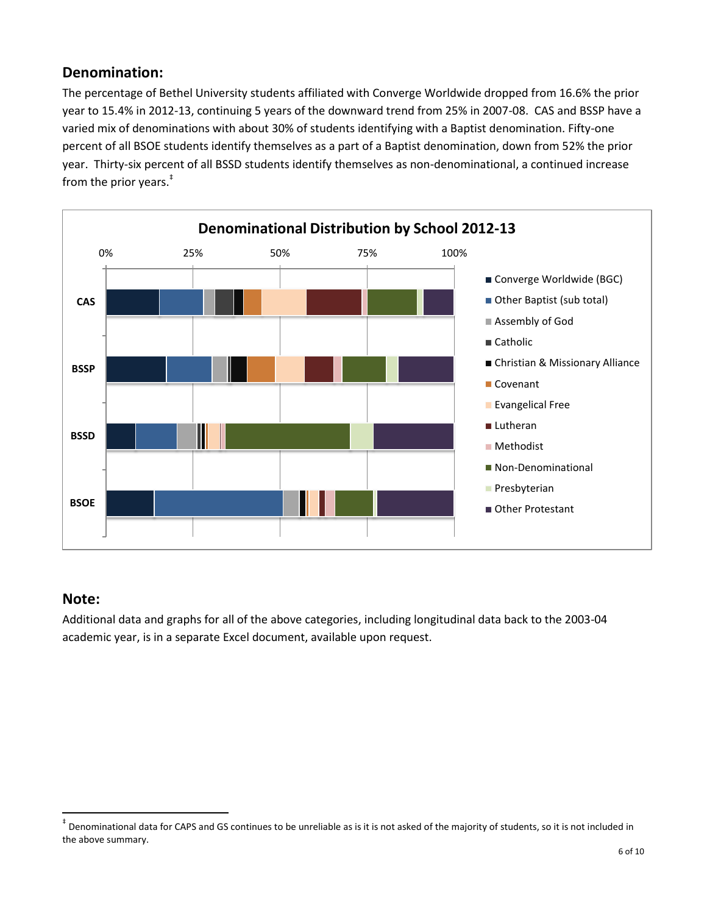## Denomination:

The percentage of Bethel University students affiliated with Converge Worldwide dropped from 16.6% the prior year to 15.4% in 2012-13, continuing 5 years of the downward trend from 25% in 2007-08. CAS and BSSP have a varied mix of denominations with about 30% of students identifying with a Baptist denomination. Fifty-one percent of all BSOE students identify themselves as a part of a Baptist denomination, down from 52% the prior year. Thirty-six percent of all BSSD students identify themselves as non-denominational, a continued increase from the prior years.[‡]

**Denominational Distribution by School 2012-13**

0% 25% 50% 75% 100%

CAS

BSSP

BSSD

BSOE

- Converge Worldwide (BGC)
- Other Baptist (sub total)
- Assembly of God
- Catholic
- Christian & Missionary Alliance
- Covenant
- Evangelical Free
- Lutheran
- Methodist
- Non-Denominational
- Presbyterian
- Other Protestant

## Note:

Additional data and graphs for all of the above categories, including longitudinal data back to the 2003-04 academic year, is in a separate Excel document, available upon request.

[‡] Denominational data for CAPS and GS continues to be unreliable as is it is not asked of the majority of students, so it is not included in the above summary.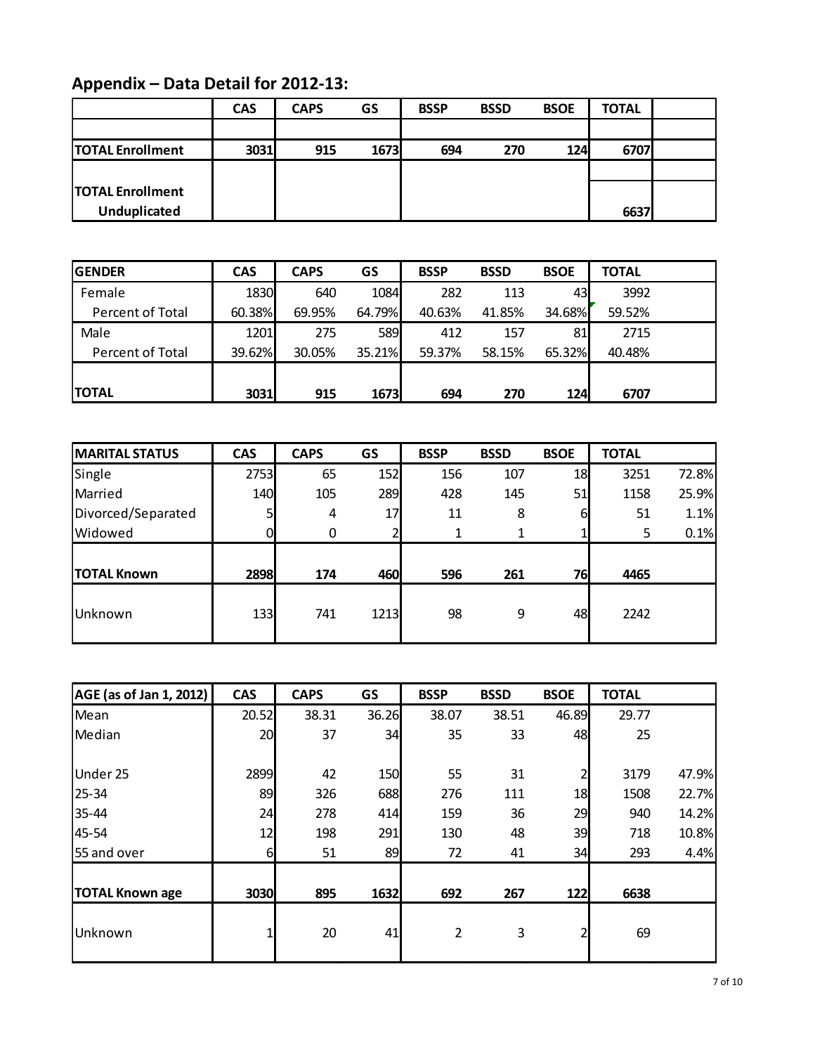## Appendix – Data Detail for 2012-13:

| | CAS | CAPS | GS | BSSP | BSSD | BSOE | TOTAL | |
|---|---|---|---|---|---|---|---|---|
| | | | | | | | | |
| **TOTAL Enrollment** | **3031** | **915** | **1673** | **694** | **270** | **124** | **6707** | |
| **TOTAL Enrollment Unduplicated** | | | | | | | **6637** | |

| GENDER | CAS | CAPS | GS | BSSP | BSSD | BSOE | TOTAL |
|---|---|---|---|---|---|---|---|
| Female | 1830 | 640 | 1084 | 282 | 113 | 43 | 3992 |
| Percent of Total | 60.38% | 69.95% | 64.79% | 40.63% | 41.85% | 34.68% | 59.52% |
| Male | 1201 | 275 | 589 | 412 | 157 | 81 | 2715 |
| Percent of Total | 39.62% | 30.05% | 35.21% | 59.37% | 58.15% | 65.32% | 40.48% |
| **TOTAL** | **3031** | **915** | **1673** | **694** | **270** | **124** | **6707** |

| MARITAL STATUS | CAS | CAPS | GS | BSSP | BSSD | BSOE | TOTAL | |
|---|---|---|---|---|---|---|---|---|
| Single | 2753 | 65 | 152 | 156 | 107 | 18 | 3251 | 72.8% |
| Married | 140 | 105 | 289 | 428 | 145 | 51 | 1158 | 25.9% |
| Divorced/Separated | 5 | 4 | 17 | 11 | 8 | 6 | 51 | 1.1% |
| Widowed | 0 | 0 | 2 | 1 | 1 | 1 | 5 | 0.1% |
| **TOTAL Known** | **2898** | **174** | **460** | **596** | **261** | **76** | **4465** | |
| Unknown | 133 | 741 | 1213 | 98 | 9 | 48 | 2242 | |

| AGE (as of Jan 1, 2012) | CAS | CAPS | GS | BSSP | BSSD | BSOE | TOTAL | |
|---|---|---|---|---|---|---|---|---|
| Mean | 20.52 | 38.31 | 36.26 | 38.07 | 38.51 | 46.89 | 29.77 | |
| Median | 20 | 37 | 34 | 35 | 33 | 48 | 25 | |
| Under 25 | 2899 | 42 | 150 | 55 | 31 | 2 | 3179 | 47.9% |
| 25-34 | 89 | 326 | 688 | 276 | 111 | 18 | 1508 | 22.7% |
| 35-44 | 24 | 278 | 414 | 159 | 36 | 29 | 940 | 14.2% |
| 45-54 | 12 | 198 | 291 | 130 | 48 | 39 | 718 | 10.8% |
| 55 and over | 6 | 51 | 89 | 72 | 41 | 34 | 293 | 4.4% |
| **TOTAL Known age** | **3030** | **895** | **1632** | **692** | **267** | **122** | **6638** | |
| Unknown | 1 | 20 | 41 | 2 | 3 | 2 | 69 | |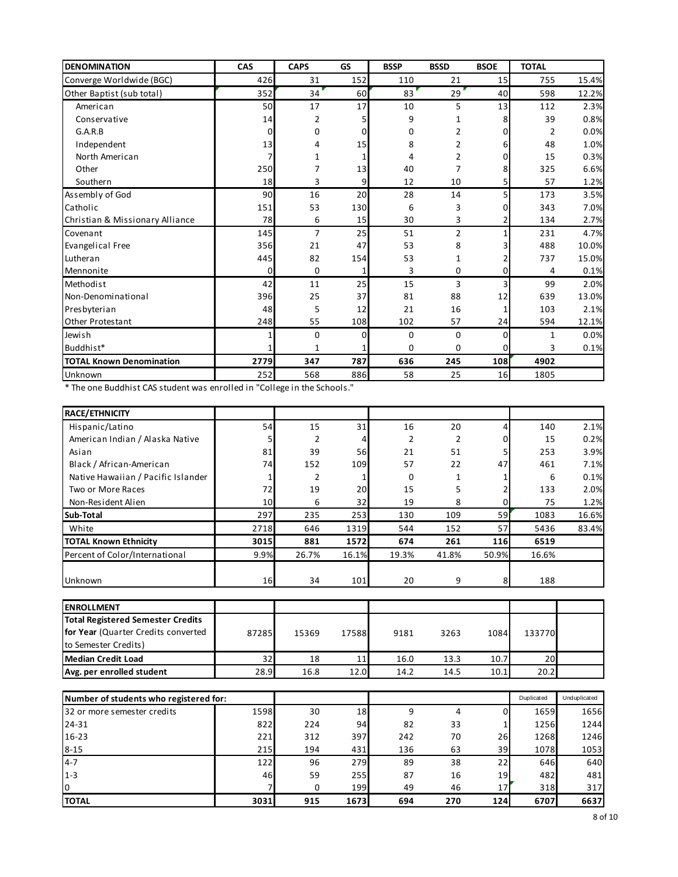| DENOMINATION | CAS | CAPS | GS | BSSP | BSSD | BSOE | TOTAL | |
|---|---|---|---|---|---|---|---|---|
| Converge Worldwide (BGC) | 426 | 31 | 152 | 110 | 21 | 15 | 755 | 15.4% |
| Other Baptist (sub total) | 352 | 34 | 60 | 83 | 29 | 40 | 598 | 12.2% |
| American | 50 | 17 | 17 | 10 | 5 | 13 | 112 | 2.3% |
| Conservative | 14 | 2 | 5 | 9 | 1 | 8 | 39 | 0.8% |
| G.A.R.B | 0 | 0 | 0 | 0 | 2 | 0 | 2 | 0.0% |
| Independent | 13 | 4 | 15 | 8 | 2 | 6 | 48 | 1.0% |
| North American | 7 | 1 | 1 | 4 | 2 | 0 | 15 | 0.3% |
| Other | 250 | 7 | 13 | 40 | 7 | 8 | 325 | 6.6% |
| Southern | 18 | 3 | 9 | 12 | 10 | 5 | 57 | 1.2% |
| Assembly of God | 90 | 16 | 20 | 28 | 14 | 5 | 173 | 3.5% |
| Catholic | 151 | 53 | 130 | 6 | 3 | 0 | 343 | 7.0% |
| Christian & Missionary Alliance | 78 | 6 | 15 | 30 | 3 | 2 | 134 | 2.7% |
| Covenant | 145 | 7 | 25 | 51 | 2 | 1 | 231 | 4.7% |
| Evangelical Free | 356 | 21 | 47 | 53 | 8 | 3 | 488 | 10.0% |
| Lutheran | 445 | 82 | 154 | 53 | 1 | 2 | 737 | 15.0% |
| Mennonite | 0 | 0 | 1 | 3 | 0 | 0 | 4 | 0.1% |
| Methodist | 42 | 11 | 25 | 15 | 3 | 3 | 99 | 2.0% |
| Non-Denominational | 396 | 25 | 37 | 81 | 88 | 12 | 639 | 13.0% |
| Presbyterian | 48 | 5 | 12 | 21 | 16 | 1 | 103 | 2.1% |
| Other Protestant | 248 | 55 | 108 | 102 | 57 | 24 | 594 | 12.1% |
| Jewish | 1 | 0 | 0 | 0 | 0 | 0 | 1 | 0.0% |
| Buddhist* | 1 | 1 | 1 | 0 | 0 | 0 | 3 | 0.1% |
| **TOTAL Known Denomination** | **2779** | **347** | **787** | **636** | **245** | **108** | **4902** | |
| Unknown | 252 | 568 | 886 | 58 | 25 | 16 | 1805 | |

* The one Buddhist CAS student was enrolled in "College in the Schools."

| RACE/ETHNICITY | | | | | | | | |
|---|---|---|---|---|---|---|---|---|
| Hispanic/Latino | 54 | 15 | 31 | 16 | 20 | 4 | 140 | 2.1% |
| American Indian / Alaska Native | 5 | 2 | 4 | 2 | 2 | 0 | 15 | 0.2% |
| Asian | 81 | 39 | 56 | 21 | 51 | 5 | 253 | 3.9% |
| Black / African-American | 74 | 152 | 109 | 57 | 22 | 47 | 461 | 7.1% |
| Native Hawaiian / Pacific Islander | 1 | 2 | 1 | 0 | 1 | 1 | 6 | 0.1% |
| Two or More Races | 72 | 19 | 20 | 15 | 5 | 2 | 133 | 2.0% |
| Non-Resident Alien | 10 | 6 | 32 | 19 | 8 | 0 | 75 | 1.2% |
| **Sub-Total** | 297 | 235 | 253 | 130 | 109 | 59 | 1083 | 16.6% |
| White | 2718 | 646 | 1319 | 544 | 152 | 57 | 5436 | 83.4% |
| **TOTAL Known Ethnicity** | **3015** | **881** | **1572** | **674** | **261** | **116** | **6519** | |
| Percent of Color/International | 9.9% | 26.7% | 16.1% | 19.3% | 41.8% | 50.9% | 16.6% | |
| Unknown | 16 | 34 | 101 | 20 | 9 | 8 | 188 | |

| ENROLLMENT | | | | | | | | |
|---|---|---|---|---|---|---|---|---|
| **Total Registered Semester Credits for Year** (Quarter Credits converted to Semester Credits) | 87285 | 15369 | 17588 | 9181 | 3263 | 1084 | 133770 | |
| **Median Credit Load** | 32 | 18 | 11 | 16.0 | 13.3 | 10.7 | 20 | |
| **Avg. per enrolled student** | 28.9 | 16.8 | 12.0 | 14.2 | 14.5 | 10.1 | 20.2 | |

| Number of students who registered for: | | | | | | | Duplicated | Unduplicated |
|---|---|---|---|---|---|---|---|---|
| 32 or more semester credits | 1598 | 30 | 18 | 9 | 4 | 0 | 1659 | 1656 |
| 24-31 | 822 | 224 | 94 | 82 | 33 | 1 | 1256 | 1244 |
| 16-23 | 221 | 312 | 397 | 242 | 70 | 26 | 1268 | 1246 |
| 8-15 | 215 | 194 | 431 | 136 | 63 | 39 | 1078 | 1053 |
| 4-7 | 122 | 96 | 279 | 89 | 38 | 22 | 646 | 640 |
| 1-3 | 46 | 59 | 255 | 87 | 16 | 19 | 482 | 481 |
| 0 | 7 | 0 | 199 | 49 | 46 | 17 | 318 | 317 |
| **TOTAL** | **3031** | **915** | **1673** | **694** | **270** | **124** | **6707** | **6637** |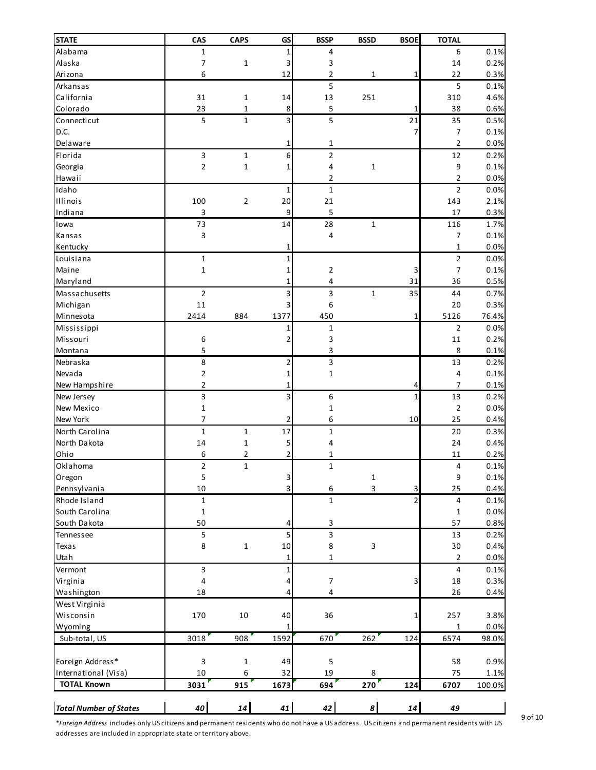| STATE | CAS | CAPS | GS | BSSP | BSSD | BSOE | TOTAL | |
|---|---|---|---|---|---|---|---|---|
| Alabama | 1 | | 1 | 4 | | | 6 | 0.1% |
| Alaska | 7 | 1 | 3 | 3 | | | 14 | 0.2% |
| Arizona | 6 | | 12 | 2 | 1 | 1 | 22 | 0.3% |
| Arkansas | | | | 5 | | | 5 | 0.1% |
| California | 31 | 1 | 14 | 13 | 251 | | 310 | 4.6% |
| Colorado | 23 | 1 | 8 | 5 | | 1 | 38 | 0.6% |
| Connecticut | 5 | 1 | 3 | 5 | | 21 | 35 | 0.5% |
| D.C. | | | | | | 7 | 7 | 0.1% |
| Delaware | | | 1 | 1 | | | 2 | 0.0% |
| Florida | 3 | 1 | 6 | 2 | | | 12 | 0.2% |
| Georgia | 2 | 1 | 1 | 4 | 1 | | 9 | 0.1% |
| Hawaii | | | | 2 | | | 2 | 0.0% |
| Idaho | | | 1 | 1 | | | 2 | 0.0% |
| Illinois | 100 | 2 | 20 | 21 | | | 143 | 2.1% |
| Indiana | 3 | | 9 | 5 | | | 17 | 0.3% |
| Iowa | 73 | | 14 | 28 | 1 | | 116 | 1.7% |
| Kansas | 3 | | | 4 | | | 7 | 0.1% |
| Kentucky | | | 1 | | | | 1 | 0.0% |
| Louisiana | 1 | | 1 | | | | 2 | 0.0% |
| Maine | 1 | | 1 | 2 | | 3 | 7 | 0.1% |
| Maryland | | | 1 | 4 | | 31 | 36 | 0.5% |
| Massachusetts | 2 | | 3 | 3 | 1 | 35 | 44 | 0.7% |
| Michigan | 11 | | 3 | 6 | | | 20 | 0.3% |
| Minnesota | 2414 | 884 | 1377 | 450 | | 1 | 5126 | 76.4% |
| Mississippi | | | 1 | 1 | | | 2 | 0.0% |
| Missouri | 6 | | 2 | 3 | | | 11 | 0.2% |
| Montana | 5 | | | 3 | | | 8 | 0.1% |
| Nebraska | 8 | | 2 | 3 | | | 13 | 0.2% |
| Nevada | 2 | | 1 | 1 | | | 4 | 0.1% |
| New Hampshire | 2 | | 1 | | | 4 | 7 | 0.1% |
| New Jersey | 3 | | 3 | 6 | | 1 | 13 | 0.2% |
| New Mexico | 1 | | | 1 | | | 2 | 0.0% |
| New York | 7 | | 2 | 6 | | 10 | 25 | 0.4% |
| North Carolina | 1 | 1 | 17 | 1 | | | 20 | 0.3% |
| North Dakota | 14 | 1 | 5 | 4 | | | 24 | 0.4% |
| Ohio | 6 | 2 | 2 | 1 | | | 11 | 0.2% |
| Oklahoma | 2 | 1 | | 1 | | | 4 | 0.1% |
| Oregon | 5 | | 3 | | 1 | | 9 | 0.1% |
| Pennsylvania | 10 | | 3 | 6 | 3 | 3 | 25 | 0.4% |
| Rhode Island | 1 | | | 1 | | 2 | 4 | 0.1% |
| South Carolina | 1 | | | | | | 1 | 0.0% |
| South Dakota | 50 | | 4 | 3 | | | 57 | 0.8% |
| Tennessee | 5 | | 5 | 3 | | | 13 | 0.2% |
| Texas | 8 | 1 | 10 | 8 | 3 | | 30 | 0.4% |
| Utah | | | 1 | 1 | | | 2 | 0.0% |
| Vermont | 3 | | 1 | | | | 4 | 0.1% |
| Virginia | 4 | | 4 | 7 | | 3 | 18 | 0.3% |
| Washington | 18 | | 4 | 4 | | | 26 | 0.4% |
| West Virginia | | | | | | | | |
| Wisconsin | 170 | 10 | 40 | 36 | | 1 | 257 | 3.8% |
| Wyoming | | | 1 | | | | 1 | 0.0% |
| Sub-total, US | 3018 | 908 | 1592 | 670 | 262 | 124 | 6574 | 98.0% |
| | | | | | | | | |
| Foreign Address* | 3 | 1 | 49 | 5 | | | 58 | 0.9% |
| International (Visa) | 10 | 6 | 32 | 19 | 8 | | 75 | 1.1% |
| **TOTAL Known** | **3031** | **915** | **1673** | **694** | **270** | **124** | **6707** | **100.0%** |
| | | | | | | | | |
| ***Total Number of States*** | ***40*** | ***14*** | ***41*** | ***42*** | ***8*** | ***14*** | ***49*** | |

**Foreign Address* includes only US citizens and permanent residents who do not have a US address. US citizens and permanent residents with US addresses are included in appropriate state or territory above.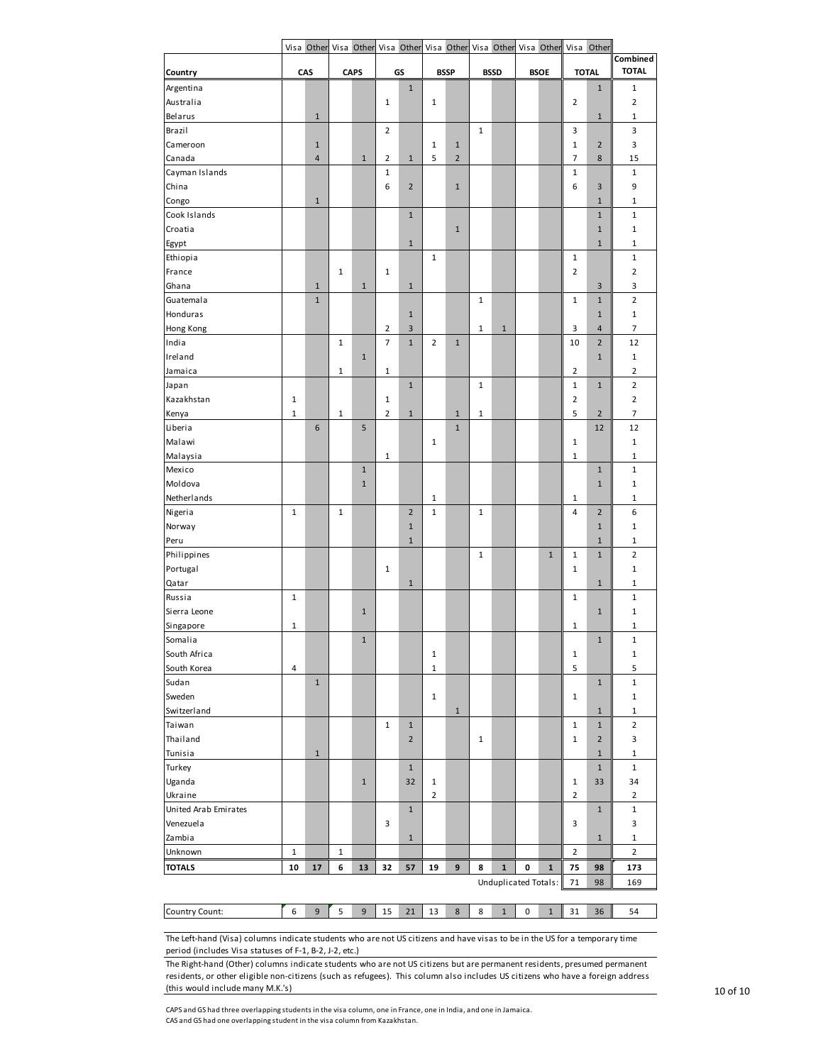| | Visa | Other | Visa | Other | Visa | Other | Visa | Other | Visa | Other | Visa | Other | Visa | Other | |
|---|---|---|---|---|---|---|---|---|---|---|---|---|---|---|---|
| **Country** | **CAS** | | **CAPS** | | **GS** | | **BSSP** | | **BSSD** | | **BSOE** | | **TOTAL** | | **Combined TOTAL** |
| Argentina | | | | | | 1 | | | | | | | | 1 | 1 |
| Australia | | | | | 1 | | 1 | | | | | | 2 | | 2 |
| Belarus | | 1 | | | | | | | | | | | | 1 | 1 |
| Brazil | | | | | 2 | | | | 1 | | | | 3 | | 3 |
| Cameroon | | 1 | | | | | 1 | 1 | | | | | 1 | 2 | 3 |
| Canada | | 4 | | 1 | 2 | 1 | 5 | 2 | | | | | 7 | 8 | 15 |
| Cayman Islands | | | | | 1 | | | | | | | | 1 | | 1 |
| China | | | | | 6 | 2 | | 1 | | | | | 6 | 3 | 9 |
| Congo | | 1 | | | | | | | | | | | | 1 | 1 |
| Cook Islands | | | | | | 1 | | | | | | | | 1 | 1 |
| Croatia | | | | | | | | 1 | | | | | | 1 | 1 |
| Egypt | | | | | | 1 | | | | | | | | 1 | 1 |
| Ethiopia | | | | | | | 1 | | | | | | 1 | | 1 |
| France | | | 1 | | 1 | | | | | | | | 2 | | 2 |
| Ghana | | 1 | | 1 | | 1 | | | | | | | | 3 | 3 |
| Guatemala | | 1 | | | | | | | 1 | | | | 1 | 1 | 2 |
| Honduras | | | | | | 1 | | | | | | | | 1 | 1 |
| Hong Kong | | | | | 2 | 3 | | | 1 | 1 | | | 3 | 4 | 7 |
| India | | | 1 | | 7 | 1 | 2 | 1 | | | | | 10 | 2 | 12 |
| Ireland | | | | 1 | | | | | | | | | | 1 | 1 |
| Jamaica | | | 1 | | 1 | | | | | | | | 2 | | 2 |
| Japan | | | | | | 1 | | | 1 | | | | 1 | 1 | 2 |
| Kazakhstan | 1 | | | | 1 | | | | | | | | 2 | | 2 |
| Kenya | 1 | | 1 | | 2 | 1 | | 1 | 1 | | | | 5 | 2 | 7 |
| Liberia | | 6 | | 5 | | | | 1 | | | | | | 12 | 12 |
| Malawi | | | | | | | 1 | | | | | | 1 | | 1 |
| Malaysia | | | | | 1 | | | | | | | | 1 | | 1 |
| Mexico | | | | 1 | | | | | | | | | | 1 | 1 |
| Moldova | | | | 1 | | | | | | | | | | 1 | 1 |
| Netherlands | | | | | | | 1 | | | | | | 1 | | 1 |
| Nigeria | 1 | | 1 | | | 2 | 1 | | 1 | | | | 4 | 2 | 6 |
| Norway | | | | | | 1 | | | | | | | | 1 | 1 |
| Peru | | | | | | 1 | | | | | | | | 1 | 1 |
| Philippines | | | | | | | | | 1 | | | 1 | 1 | 1 | 2 |
| Portugal | | | | | 1 | | | | | | | | 1 | | 1 |
| Qatar | | | | | | 1 | | | | | | | | 1 | 1 |
| Russia | 1 | | | | | | | | | | | | 1 | | 1 |
| Sierra Leone | | | | 1 | | | | | | | | | | 1 | 1 |
| Singapore | 1 | | | | | | | | | | | | 1 | | 1 |
| Somalia | | | | 1 | | | | | | | | | | 1 | 1 |
| South Africa | | | | | | | 1 | | | | | | 1 | | 1 |
| South Korea | 4 | | | | | | 1 | | | | | | 5 | | 5 |
| Sudan | | 1 | | | | | | | | | | | | 1 | 1 |
| Sweden | | | | | | | 1 | | | | | | 1 | | 1 |
| Switzerland | | | | | | | | 1 | | | | | | 1 | 1 |
| Taiwan | | | | | 1 | 1 | | | | | | | 1 | 1 | 2 |
| Thailand | | | | | | 2 | | | 1 | | | | 1 | 2 | 3 |
| Tunisia | | 1 | | | | | | | | | | | | 1 | 1 |
| Turkey | | | | | | 1 | | | | | | | | 1 | 1 |
| Uganda | | | | 1 | | 32 | 1 | | | | | | 1 | 33 | 34 |
| Ukraine | | | | | | | 2 | | | | | | 2 | | 2 |
| United Arab Emirates | | | | | | 1 | | | | | | | | 1 | 1 |
| Venezuela | | | | | 3 | | | | | | | | 3 | | 3 |
| Zambia | | | | | | 1 | | | | | | | | 1 | 1 |
| Unknown | 1 | | 1 | | | | | | | | | | 2 | | 2 |
| **TOTALS** | **10** | **17** | **6** | **13** | **32** | **57** | **19** | **9** | **8** | **1** | **0** | **1** | **75** | **98** | **173** |
| | | | | | | | | | | | | Unduplicated Totals: | 71 | 98 | 169 |

| | | | | | | | | | | | | | | | |
|---|---|---|---|---|---|---|---|---|---|---|---|---|---|---|---|
| Country Count: | 6 | 9 | 5 | 9 | 15 | 21 | 13 | 8 | 8 | 1 | 0 | 1 | 31 | 36 | 54 |

The Left-hand (Visa) columns indicate students who are not US citizens and have visas to be in the US for a temporary time period (includes Visa statuses of F-1, B-2, J-2, etc.)

The Right-hand (Other) columns indicate students who are not US citizens but are permanent residents, presumed permanent residents, or other eligible non-citizens (such as refugees). This column also includes US citizens who have a foreign address (this would include many M.K.'s)

CAPS and GS had three overlapping students in the visa column, one in France, one in India, and one in Jamaica.
CAS and GS had one overlapping student in the visa column from Kazakhstan.